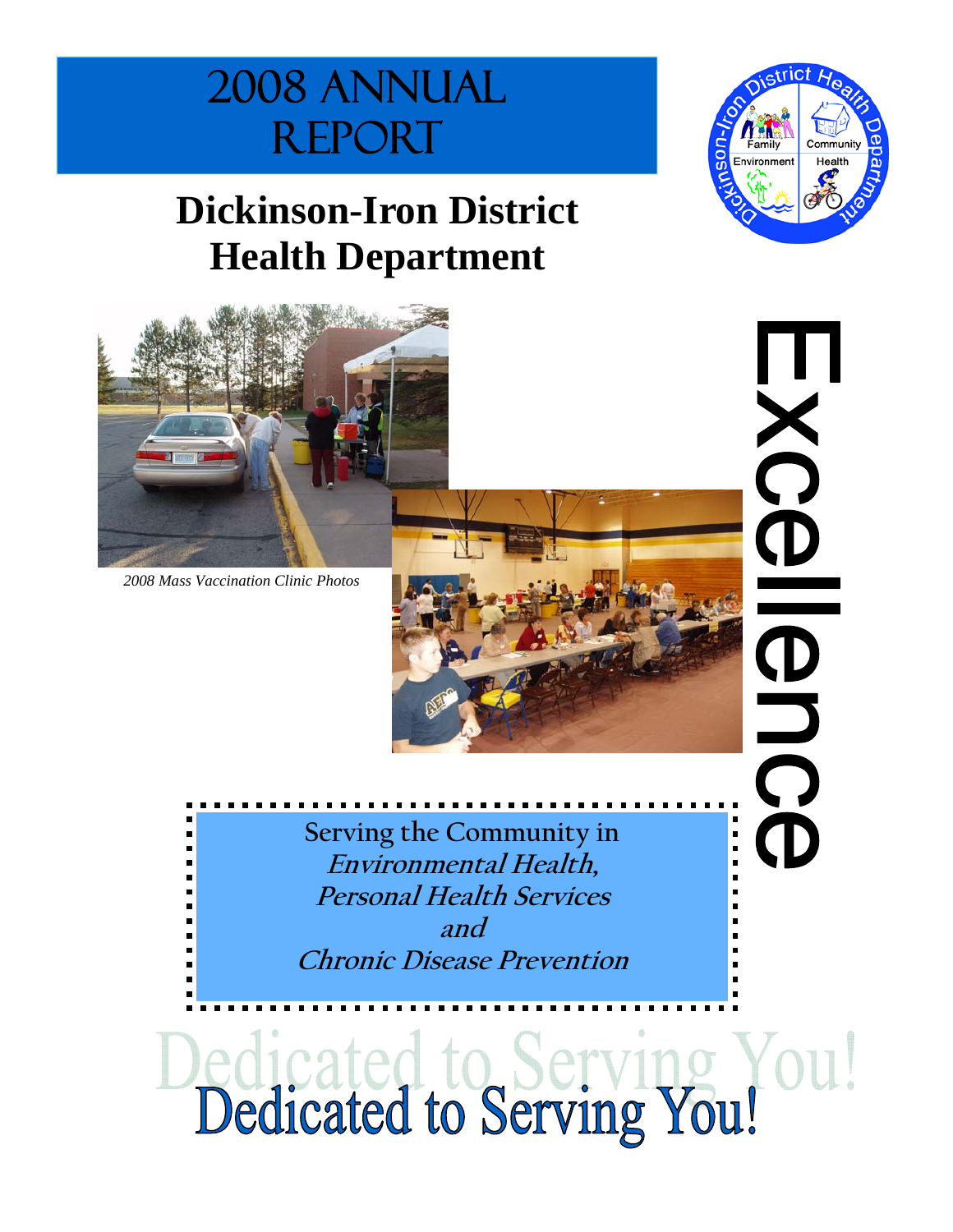# 2008 ANNUAL REPORT

## Dickinson-Iron District Health Department

*2008 Mass Vaccination Clinic Photos*

Excellence

Serving the Community in
***Environmental Health,***
***Personal Health Services***
***and***
***Chronic Disease Prevention***

**Dedicated to Serving You!**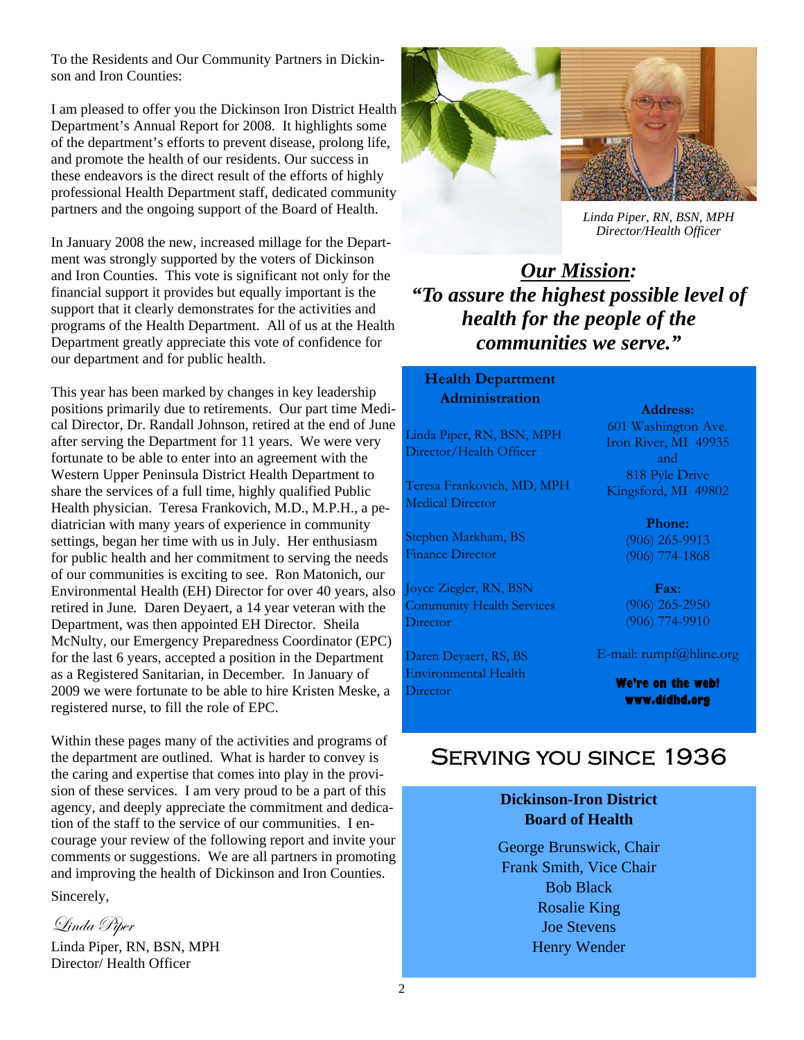To the Residents and Our Community Partners in Dickinson and Iron Counties:

I am pleased to offer you the Dickinson Iron District Health Department's Annual Report for 2008. It highlights some of the department's efforts to prevent disease, prolong life, and promote the health of our residents. Our success in these endeavors is the direct result of the efforts of highly professional Health Department staff, dedicated community partners and the ongoing support of the Board of Health.

In January 2008 the new, increased millage for the Department was strongly supported by the voters of Dickinson and Iron Counties. This vote is significant not only for the financial support it provides but equally important is the support that it clearly demonstrates for the activities and programs of the Health Department. All of us at the Health Department greatly appreciate this vote of confidence for our department and for public health.

This year has been marked by changes in key leadership positions primarily due to retirements. Our part time Medical Director, Dr. Randall Johnson, retired at the end of June after serving the Department for 11 years. We were very fortunate to be able to enter into an agreement with the Western Upper Peninsula District Health Department to share the services of a full time, highly qualified Public Health physician. Teresa Frankovich, M.D., M.P.H., a pediatrician with many years of experience in community settings, began her time with us in July. Her enthusiasm for public health and her commitment to serving the needs of our communities is exciting to see. Ron Matonich, our Environmental Health (EH) Director for over 40 years, also retired in June. Daren Deyaert, a 14 year veteran with the Department, was then appointed EH Director. Sheila McNulty, our Emergency Preparedness Coordinator (EPC) for the last 6 years, accepted a position in the Department as a Registered Sanitarian, in December. In January of 2009 we were fortunate to be able to hire Kristen Meske, a registered nurse, to fill the role of EPC.

Within these pages many of the activities and programs of the department are outlined. What is harder to convey is the caring and expertise that comes into play in the provision of these services. I am very proud to be a part of this agency, and deeply appreciate the commitment and dedication of the staff to the service of our communities. I encourage your review of the following report and invite your comments or suggestions. We are all partners in promoting and improving the health of Dickinson and Iron Counties.

Sincerely,

*Linda Piper*

Linda Piper, RN, BSN, MPH
Director/ Health Officer

*Linda Piper, RN, BSN, MPH*
*Director/Health Officer*

## *Our Mission:*

***"To assure the highest possible level of health for the people of the communities we serve."***

### Health Department Administration

Linda Piper, RN, BSN, MPH
Director/Health Officer

Teresa Frankovich, MD, MPH
Medical Director

Stephen Markham, BS
Finance Director

Joyce Ziegler, RN, BSN
Community Health Services Director

Daren Deyaert, RS, BS
Environmental Health Director

**Address:**
601 Washington Ave.
Iron River, MI 49935
and
818 Pyle Drive
Kingsford, MI 49802

**Phone:**
(906) 265-9913
(906) 774-1868

**Fax:**
(906) 265-2950
(906) 774-9910

E-mail: rumpf@hline.org

**We're on the web!**
**www.didhd.org**

## Serving you since 1936

### Dickinson-Iron District Board of Health

George Brunswick, Chair
Frank Smith, Vice Chair
Bob Black
Rosalie King
Joe Stevens
Henry Wender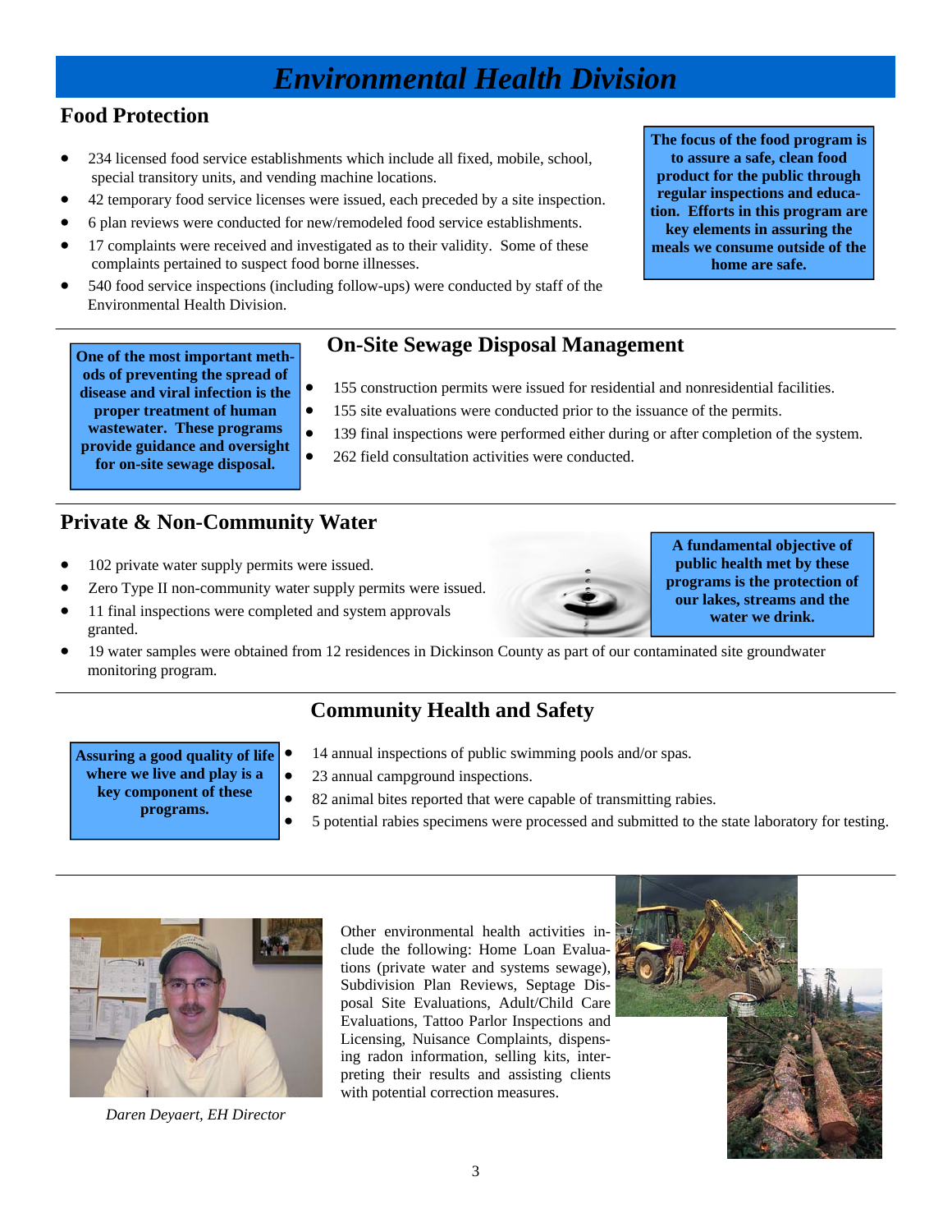# Environmental Health Division

## Food Protection

- 234 licensed food service establishments which include all fixed, mobile, school, special transitory units, and vending machine locations.
- 42 temporary food service licenses were issued, each preceded by a site inspection.
- 6 plan reviews were conducted for new/remodeled food service establishments.
- 17 complaints were received and investigated as to their validity. Some of these complaints pertained to suspect food borne illnesses.
- 540 food service inspections (including follow-ups) were conducted by staff of the Environmental Health Division.

**The focus of the food program is to assure a safe, clean food product for the public through regular inspections and education. Efforts in this program are key elements in assuring the meals we consume outside of the home are safe.**

## On-Site Sewage Disposal Management

**One of the most important methods of preventing the spread of disease and viral infection is the proper treatment of human wastewater. These programs provide guidance and oversight for on-site sewage disposal.**

- 155 construction permits were issued for residential and nonresidential facilities.
- 155 site evaluations were conducted prior to the issuance of the permits.
- 139 final inspections were performed either during or after completion of the system.
- 262 field consultation activities were conducted.

## Private & Non-Community Water

- 102 private water supply permits were issued.
- Zero Type II non-community water supply permits were issued.
- 11 final inspections were completed and system approvals granted.
- 19 water samples were obtained from 12 residences in Dickinson County as part of our contaminated site groundwater monitoring program.

**A fundamental objective of public health met by these programs is the protection of our lakes, streams and the water we drink.**

## Community Health and Safety

**Assuring a good quality of life where we live and play is a key component of these programs.**

- 14 annual inspections of public swimming pools and/or spas.
- 23 annual campground inspections.
- 82 animal bites reported that were capable of transmitting rabies.
- 5 potential rabies specimens were processed and submitted to the state laboratory for testing.

*Daren Deyaert, EH Director*

Other environmental health activities include the following: Home Loan Evaluations (private water and systems sewage), Subdivision Plan Reviews, Septage Disposal Site Evaluations, Adult/Child Care Evaluations, Tattoo Parlor Inspections and Licensing, Nuisance Complaints, dispensing radon information, selling kits, interpreting their results and assisting clients with potential correction measures.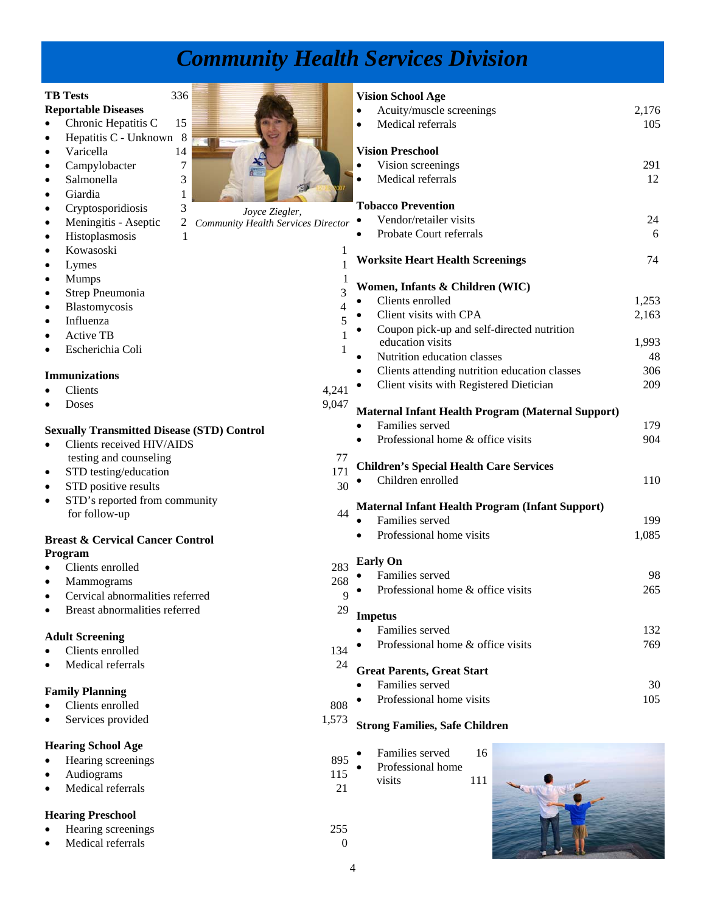# Community Health Services Division

**TB Tests** 336

**Reportable Diseases**

- Chronic Hepatitis C 15
- Hepatitis C - Unknown 8
- Varicella 14
- Campylobacter 7
- Salmonella 3
- Giardia 1
- Cryptosporidiosis 3
- Meningitis - Aseptic 2
- Histoplasmosis 1
- Kowasoski 1
- Lymes 1
- Mumps 1
- Strep Pneumonia 3
- Blastomycosis 4
- Influenza 5
- Active TB 1
- Escherichia Coli 1

*Joyce Ziegler, Community Health Services Director*

**Immunizations**

- Clients 4,241
- Doses 9,047

**Sexually Transmitted Disease (STD) Control**

- Clients received HIV/AIDS testing and counseling 77
- STD testing/education 171
- STD positive results 30
- STD's reported from community for follow-up 44

**Breast & Cervical Cancer Control Program**

- Clients enrolled 283
- Mammograms 268
- Cervical abnormalities referred 9
- Breast abnormalities referred 29

**Adult Screening**

- Clients enrolled 134
- Medical referrals 24

**Family Planning**

- Clients enrolled 808
- Services provided 1,573

**Hearing School Age**

- Hearing screenings 895
- Audiograms 115
- Medical referrals 21

**Hearing Preschool**

- Hearing screenings 255
- Medical referrals 0

**Vision School Age**

- Acuity/muscle screenings 2,176
- Medical referrals 105

**Vision Preschool**

- Vision screenings 291
- Medical referrals 12

**Tobacco Prevention**

- Vendor/retailer visits 24
- Probate Court referrals 6

**Worksite Heart Health Screenings** 74

**Women, Infants & Children (WIC)**

- Clients enrolled 1,253
- Client visits with CPA 2,163
- Coupon pick-up and self-directed nutrition education visits 1,993
- Nutrition education classes 48
- Clients attending nutrition education classes 306
- Client visits with Registered Dietician 209

**Maternal Infant Health Program (Maternal Support)**

- Families served 179
- Professional home & office visits 904

**Children's Special Health Care Services**

- Children enrolled 110

**Maternal Infant Health Program (Infant Support)**

- Families served 199
- Professional home visits 1,085

**Early On**

- Families served 98
- Professional home & office visits 265

**Impetus**

- Families served 132
- Professional home & office visits 769

**Great Parents, Great Start**

- Families served 30
- Professional home visits 105

**Strong Families, Safe Children**

- Families served 16
- Professional home visits 111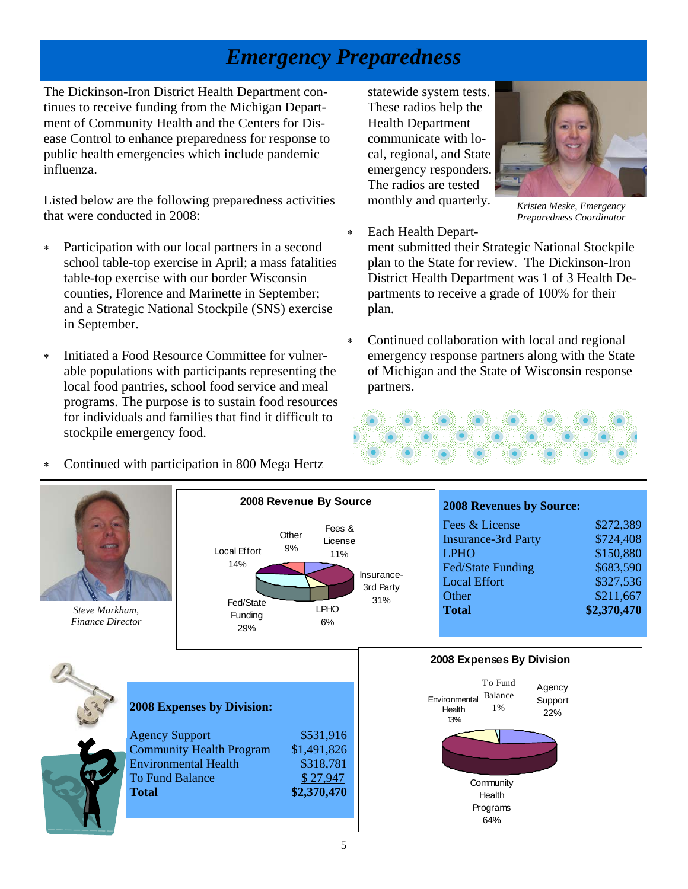# Emergency Preparedness

The Dickinson-Iron District Health Department continues to receive funding from the Michigan Department of Community Health and the Centers for Disease Control to enhance preparedness for response to public health emergencies which include pandemic influenza.

Listed below are the following preparedness activities that were conducted in 2008:

- Participation with our local partners in a second school table-top exercise in April; a mass fatalities table-top exercise with our border Wisconsin counties, Florence and Marinette in September; and a Strategic National Stockpile (SNS) exercise in September.
- Initiated a Food Resource Committee for vulnerable populations with participants representing the local food pantries, school food service and meal programs. The purpose is to sustain food resources for individuals and families that find it difficult to stockpile emergency food.
- Continued with participation in 800 Mega Hertz statewide system tests. These radios help the Health Department communicate with local, regional, and State emergency responders. The radios are tested monthly and quarterly.
- Each Health Department submitted their Strategic National Stockpile plan to the State for review. The Dickinson-Iron District Health Department was 1 of 3 Health Departments to receive a grade of 100% for their plan.
- Continued collaboration with local and regional emergency response partners along with the State of Michigan and the State of Wisconsin response partners.

*Kristen Meske, Emergency Preparedness Coordinator*

*Steve Markham, Finance Director*

**2008 Revenue By Source**

Fees & License 11%; Insurance-3rd Party 31%; LPHO 6%; Fed/State Funding 29%; Local Effort 14%; Other 9%

**2008 Revenues by Source:**

| Source | Amount |
|---|---|
| Fees & License | $272,389 |
| Insurance-3rd Party | $724,408 |
| LPHO | $150,880 |
| Fed/State Funding | $683,590 |
| Local Effort | $327,536 |
| Other | $211,667 |
| **Total** | **$2,370,470** |

**2008 Expenses by Division:**

| Division | Amount |
|---|---|
| Agency Support | $531,916 |
| Community Health Program | $1,491,826 |
| Environmental Health | $318,781 |
| To Fund Balance | $ 27,947 |
| **Total** | **$2,370,470** |

**2008 Expenses By Division**

Agency Support 22%; Community Health Programs 64%; Environmental Health 13%; To Fund Balance 1%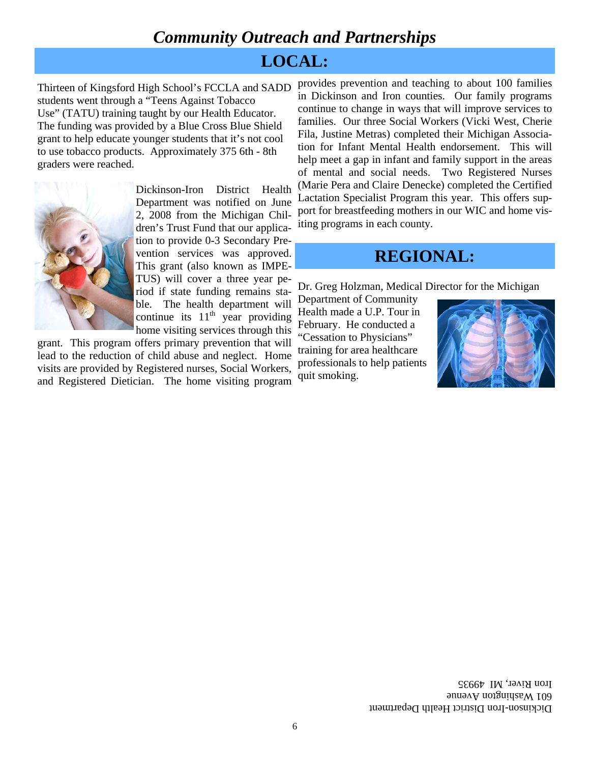## *Community Outreach and Partnerships*

## LOCAL:

Thirteen of Kingsford High School's FCCLA and SADD students went through a "Teens Against Tobacco Use" (TATU) training taught by our Health Educator. The funding was provided by a Blue Cross Blue Shield grant to help educate younger students that it's not cool to use tobacco products. Approximately 375 6th - 8th graders were reached.

Dickinson-Iron District Health Department was notified on June 2, 2008 from the Michigan Children's Trust Fund that our application to provide 0-3 Secondary Prevention services was approved. This grant (also known as IMPETUS) will cover a three year period if state funding remains stable. The health department will continue its 11th year providing home visiting services through this grant. This program offers primary prevention that will lead to the reduction of child abuse and neglect. Home visits are provided by Registered nurses, Social Workers, and Registered Dietician. The home visiting program provides prevention and teaching to about 100 families in Dickinson and Iron counties. Our family programs continue to change in ways that will improve services to families. Our three Social Workers (Vicki West, Cherie Fila, Justine Metras) completed their Michigan Association for Infant Mental Health endorsement. This will help meet a gap in infant and family support in the areas of mental and social needs. Two Registered Nurses (Marie Pera and Claire Denecke) completed the Certified Lactation Specialist Program this year. This offers support for breastfeeding mothers in our WIC and home visiting programs in each county.

## REGIONAL:

Dr. Greg Holzman, Medical Director for the Michigan Department of Community Health made a U.P. Tour in February. He conducted a "Cessation to Physicians" training for area healthcare professionals to help patients quit smoking.

Dickinson-Iron District Health Department
601 Washington Avenue
Iron River, MI 49935